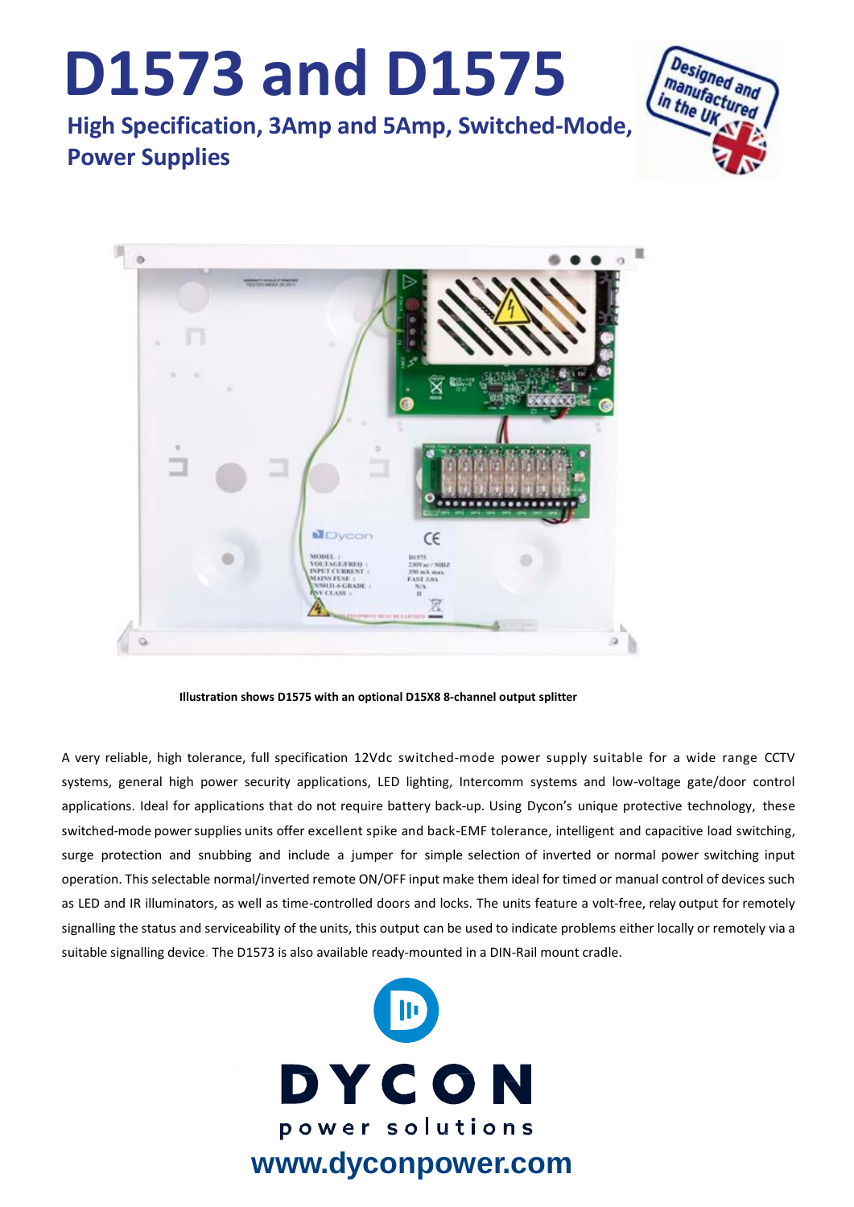# D1573 and D1575

## High Specification, 3Amp and 5Amp, Switched-Mode, Power Supplies

Illustration shows D1575 with an optional D15X8 8-channel output splitter

A very reliable, high tolerance, full specification 12Vdc switched-mode power supply suitable for a wide range CCTV systems, general high power security applications, LED lighting, Intercomm systems and low-voltage gate/door control applications. Ideal for applications that do not require battery back-up. Using Dycon's unique protective technology, these switched-mode power supplies units offer excellent spike and back-EMF tolerance, intelligent and capacitive load switching, surge protection and snubbing and include a jumper for simple selection of inverted or normal power switching input operation. This selectable normal/inverted remote ON/OFF input make them ideal for timed or manual control of devices such as LED and IR illuminators, as well as time-controlled doors and locks. The units feature a volt-free, relay output for remotely signalling the status and serviceability of the units, this output can be used to indicate problems either locally or remotely via a suitable signalling device. The D1573 is also available ready-mounted in a DIN-Rail mount cradle.

DYCON

power solutions

www.dyconpower.com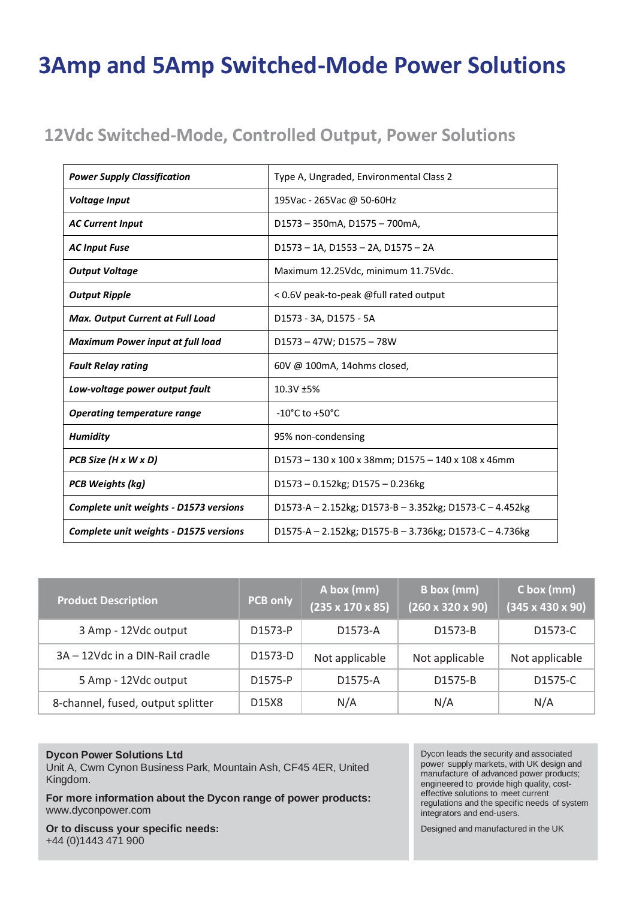# 3Amp and 5Amp Switched-Mode Power Solutions

## 12Vdc Switched-Mode, Controlled Output, Power Solutions

| | |
|---|---|
| ***Power Supply Classification*** | Type A, Ungraded, Environmental Class 2 |
| ***Voltage Input*** | 195Vac - 265Vac @ 50-60Hz |
| ***AC Current Input*** | D1573 – 350mA, D1575 – 700mA, |
| ***AC Input Fuse*** | D1573 – 1A, D1553 – 2A, D1575 – 2A |
| ***Output Voltage*** | Maximum 12.25Vdc, minimum 11.75Vdc. |
| ***Output Ripple*** | < 0.6V peak-to-peak @full rated output |
| ***Max. Output Current at Full Load*** | D1573 - 3A, D1575 - 5A |
| ***Maximum Power input at full load*** | D1573 – 47W; D1575 – 78W |
| ***Fault Relay rating*** | 60V @ 100mA, 14ohms closed, |
| ***Low-voltage power output fault*** | 10.3V ±5% |
| ***Operating temperature range*** | -10°C to +50°C |
| ***Humidity*** | 95% non-condensing |
| ***PCB Size (H x W x D)*** | D1573 – 130 x 100 x 38mm; D1575 – 140 x 108 x 46mm |
| ***PCB Weights (kg)*** | D1573 – 0.152kg; D1575 – 0.236kg |
| ***Complete unit weights - D1573 versions*** | D1573-A – 2.152kg; D1573-B – 3.352kg; D1573-C – 4.452kg |
| ***Complete unit weights - D1575 versions*** | D1575-A – 2.152kg; D1575-B – 3.736kg; D1573-C – 4.736kg |

| Product Description | PCB only | A box (mm) (235 x 170 x 85) | B box (mm) (260 x 320 x 90) | C box (mm) (345 x 430 x 90) |
|---|---|---|---|---|
| 3 Amp - 12Vdc output | D1573-P | D1573-A | D1573-B | D1573-C |
| 3A – 12Vdc in a DIN-Rail cradle | D1573-D | Not applicable | Not applicable | Not applicable |
| 5 Amp - 12Vdc output | D1575-P | D1575-A | D1575-B | D1575-C |
| 8-channel, fused, output splitter | D15X8 | N/A | N/A | N/A |

**Dycon Power Solutions Ltd**
Unit A, Cwm Cynon Business Park, Mountain Ash, CF45 4ER, United Kingdom.

**For more information about the Dycon range of power products:**
www.dyconpower.com

**Or to discuss your specific needs:**
+44 (0)1443 471 900

Dycon leads the security and associated power supply markets, with UK design and manufacture of advanced power products; engineered to provide high quality, cost-effective solutions to meet current regulations and the specific needs of system integrators and end-users.

Designed and manufactured in the UK